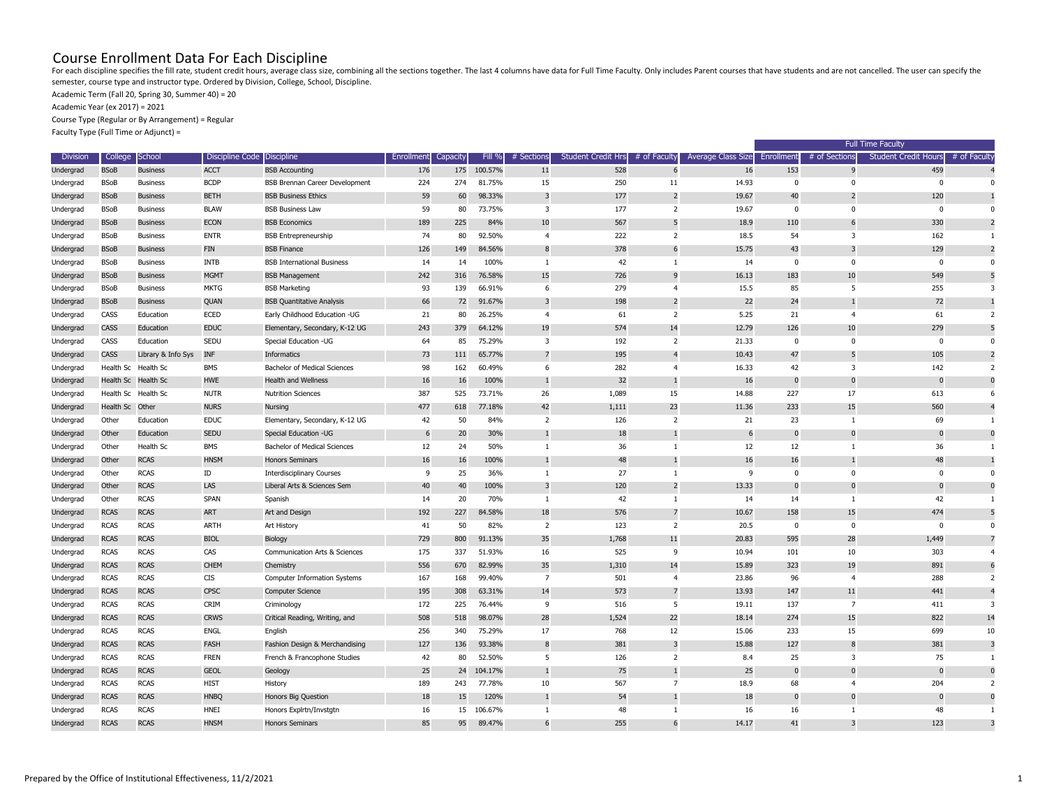# Course Enrollment Data For Each Discipline

For each discipline specifies the fill rate, student credit hours, average class size, combining all the sections together. The last 4 columns have data for Full Time Faculty. Only includes Parent courses that have students and are not cancelled. The user can specify the semester, course type and instructor type. Ordered by Division, College, School, Discipline.

Academic Term (Fall 20, Spring 30, Summer 40) = 20

Academic Year (ex 2017) = 2021

Course Type (Regular or By Arrangement) = Regular

Faculty Type (Full Time or Adjunct) =

| | | | | | | | | | | | | Full Time Faculty | | | |
|---|---|---|---|---|---|---|---|---|---|---|---|---|---|---|---|
| Division | College | School | Discipline Code | Discipline | Enrollment | Capacity | Fill % | # Sections | Student Credit Hrs | # of Faculty | Average Class Size | Enrollment | # of Sections | Student Credit Hours | # of Faculty |
| Undergrad | BSoB | Business | ACCT | BSB Accounting | 176 | 175 | 100.57% | 11 | 528 | 6 | 16 | 153 | 9 | 459 | 4 |
| Undergrad | BSoB | Business | BCDP | BSB Brennan Career Development | 224 | 274 | 81.75% | 15 | 250 | 11 | 14.93 | 0 | 0 | 0 | 0 |
| Undergrad | BSoB | Business | BETH | BSB Business Ethics | 59 | 60 | 98.33% | 3 | 177 | 2 | 19.67 | 40 | 2 | 120 | 1 |
| Undergrad | BSoB | Business | BLAW | BSB Business Law | 59 | 80 | 73.75% | 3 | 177 | 2 | 19.67 | 0 | 0 | 0 | 0 |
| Undergrad | BSoB | Business | ECON | BSB Economics | 189 | 225 | 84% | 10 | 567 | 5 | 18.9 | 110 | 6 | 330 | 2 |
| Undergrad | BSoB | Business | ENTR | BSB Entrepreneurship | 74 | 80 | 92.50% | 4 | 222 | 2 | 18.5 | 54 | 3 | 162 | 1 |
| Undergrad | BSoB | Business | FIN | BSB Finance | 126 | 149 | 84.56% | 8 | 378 | 6 | 15.75 | 43 | 3 | 129 | 2 |
| Undergrad | BSoB | Business | INTB | BSB International Business | 14 | 14 | 100% | 1 | 42 | 1 | 14 | 0 | 0 | 0 | 0 |
| Undergrad | BSoB | Business | MGMT | BSB Management | 242 | 316 | 76.58% | 15 | 726 | 9 | 16.13 | 183 | 10 | 549 | 5 |
| Undergrad | BSoB | Business | MKTG | BSB Marketing | 93 | 139 | 66.91% | 6 | 279 | 4 | 15.5 | 85 | 5 | 255 | 3 |
| Undergrad | BSoB | Business | QUAN | BSB Quantitative Analysis | 66 | 72 | 91.67% | 3 | 198 | 2 | 22 | 24 | 1 | 72 | 1 |
| Undergrad | CASS | Education | ECED | Early Childhood Education -UG | 21 | 80 | 26.25% | 4 | 61 | 2 | 5.25 | 21 | 4 | 61 | 2 |
| Undergrad | CASS | Education | EDUC | Elementary, Secondary, K-12 UG | 243 | 379 | 64.12% | 19 | 574 | 14 | 12.79 | 126 | 10 | 279 | 5 |
| Undergrad | CASS | Education | SEDU | Special Education -UG | 64 | 85 | 75.29% | 3 | 192 | 2 | 21.33 | 0 | 0 | 0 | 0 |
| Undergrad | CASS | Library & Info Sys | INF | Informatics | 73 | 111 | 65.77% | 7 | 195 | 4 | 10.43 | 47 | 5 | 105 | 2 |
| Undergrad | Health Sc | Health Sc | BMS | Bachelor of Medical Sciences | 98 | 162 | 60.49% | 6 | 282 | 4 | 16.33 | 42 | 3 | 142 | 2 |
| Undergrad | Health Sc | Health Sc | HWE | Health and Wellness | 16 | 16 | 100% | 1 | 32 | 1 | 16 | 0 | 0 | 0 | 0 |
| Undergrad | Health Sc | Health Sc | NUTR | Nutrition Sciences | 387 | 525 | 73.71% | 26 | 1,089 | 15 | 14.88 | 227 | 17 | 613 | 6 |
| Undergrad | Health Sc | Other | NURS | Nursing | 477 | 618 | 77.18% | 42 | 1,111 | 23 | 11.36 | 233 | 15 | 560 | 4 |
| Undergrad | Other | Education | EDUC | Elementary, Secondary, K-12 UG | 42 | 50 | 84% | 2 | 126 | 2 | 21 | 23 | 1 | 69 | 1 |
| Undergrad | Other | Education | SEDU | Special Education -UG | 6 | 20 | 30% | 1 | 18 | 1 | 6 | 0 | 0 | 0 | 0 |
| Undergrad | Other | Health Sc | BMS | Bachelor of Medical Sciences | 12 | 24 | 50% | 1 | 36 | 1 | 12 | 12 | 1 | 36 | 1 |
| Undergrad | Other | RCAS | HNSM | Honors Seminars | 16 | 16 | 100% | 1 | 48 | 1 | 16 | 16 | 1 | 48 | 1 |
| Undergrad | Other | RCAS | ID | Interdisciplinary Courses | 9 | 25 | 36% | 1 | 27 | 1 | 9 | 0 | 0 | 0 | 0 |
| Undergrad | Other | RCAS | LAS | Liberal Arts & Sciences Sem | 40 | 40 | 100% | 3 | 120 | 2 | 13.33 | 0 | 0 | 0 | 0 |
| Undergrad | Other | RCAS | SPAN | Spanish | 14 | 20 | 70% | 1 | 42 | 1 | 14 | 14 | 1 | 42 | 1 |
| Undergrad | RCAS | RCAS | ART | Art and Design | 192 | 227 | 84.58% | 18 | 576 | 7 | 10.67 | 158 | 15 | 474 | 5 |
| Undergrad | RCAS | RCAS | ARTH | Art History | 41 | 50 | 82% | 2 | 123 | 2 | 20.5 | 0 | 0 | 0 | 0 |
| Undergrad | RCAS | RCAS | BIOL | Biology | 729 | 800 | 91.13% | 35 | 1,768 | 11 | 20.83 | 595 | 28 | 1,449 | 7 |
| Undergrad | RCAS | RCAS | CAS | Communication Arts & Sciences | 175 | 337 | 51.93% | 16 | 525 | 9 | 10.94 | 101 | 10 | 303 | 4 |
| Undergrad | RCAS | RCAS | CHEM | Chemistry | 556 | 670 | 82.99% | 35 | 1,310 | 14 | 15.89 | 323 | 19 | 891 | 6 |
| Undergrad | RCAS | RCAS | CIS | Computer Information Systems | 167 | 168 | 99.40% | 7 | 501 | 4 | 23.86 | 96 | 4 | 288 | 2 |
| Undergrad | RCAS | RCAS | CPSC | Computer Science | 195 | 308 | 63.31% | 14 | 573 | 7 | 13.93 | 147 | 11 | 441 | 4 |
| Undergrad | RCAS | RCAS | CRIM | Criminology | 172 | 225 | 76.44% | 9 | 516 | 5 | 19.11 | 137 | 7 | 411 | 3 |
| Undergrad | RCAS | RCAS | CRWS | Critical Reading, Writing, and | 508 | 518 | 98.07% | 28 | 1,524 | 22 | 18.14 | 274 | 15 | 822 | 14 |
| Undergrad | RCAS | RCAS | ENGL | English | 256 | 340 | 75.29% | 17 | 768 | 12 | 15.06 | 233 | 15 | 699 | 10 |
| Undergrad | RCAS | RCAS | FASH | Fashion Design & Merchandising | 127 | 136 | 93.38% | 8 | 381 | 3 | 15.88 | 127 | 8 | 381 | 3 |
| Undergrad | RCAS | RCAS | FREN | French & Francophone Studies | 42 | 80 | 52.50% | 5 | 126 | 2 | 8.4 | 25 | 3 | 75 | 1 |
| Undergrad | RCAS | RCAS | GEOL | Geology | 25 | 24 | 104.17% | 1 | 75 | 1 | 25 | 0 | 0 | 0 | 0 |
| Undergrad | RCAS | RCAS | HIST | History | 189 | 243 | 77.78% | 10 | 567 | 7 | 18.9 | 68 | 4 | 204 | 2 |
| Undergrad | RCAS | RCAS | HNBQ | Honors Big Question | 18 | 15 | 120% | 1 | 54 | 1 | 18 | 0 | 0 | 0 | 0 |
| Undergrad | RCAS | RCAS | HNEI | Honors Explrtn/Invstgtn | 16 | 15 | 106.67% | 1 | 48 | 1 | 16 | 16 | 1 | 48 | 1 |
| Undergrad | RCAS | RCAS | HNSM | Honors Seminars | 85 | 95 | 89.47% | 6 | 255 | 6 | 14.17 | 41 | 3 | 123 | 3 |

Prepared by the Office of Institutional Effectiveness, 11/2/2021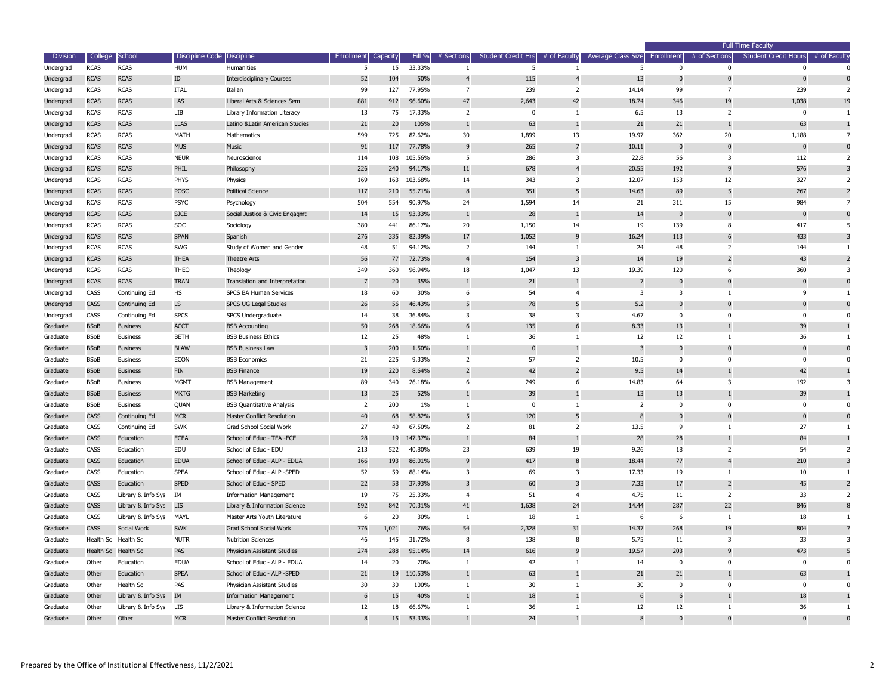| Division | College | School | Discipline Code | Discipline | Enrollment | Capacity | Fill % | # Sections | Student Credit Hrs | # of Faculty | Average Class Size | Full Time Faculty | | | |
|---|---|---|---|---|---|---|---|---|---|---|---|---|---|---|---|
| | | | | | | | | | | | | Enrollment | # of Sections | Student Credit Hours | # of Faculty |
| Undergrad | RCAS | RCAS | HUM | Humanities | 5 | 15 | 33.33% | 1 | 5 | 1 | 5 | 0 | 0 | 0 | 0 |
| Undergrad | RCAS | RCAS | ID | Interdisciplinary Courses | 52 | 104 | 50% | 4 | 115 | 4 | 13 | 0 | 0 | 0 | 0 |
| Undergrad | RCAS | RCAS | ITAL | Italian | 99 | 127 | 77.95% | 7 | 239 | 2 | 14.14 | 99 | 7 | 239 | 2 |
| Undergrad | RCAS | RCAS | LAS | Liberal Arts & Sciences Sem | 881 | 912 | 96.60% | 47 | 2,643 | 42 | 18.74 | 346 | 19 | 1,038 | 19 |
| Undergrad | RCAS | RCAS | LIB | Library Information Literacy | 13 | 75 | 17.33% | 2 | 0 | 1 | 6.5 | 13 | 2 | 0 | 1 |
| Undergrad | RCAS | RCAS | LLAS | Latino &Latin American Studies | 21 | 20 | 105% | 1 | 63 | 1 | 21 | 21 | 1 | 63 | 1 |
| Undergrad | RCAS | RCAS | MATH | Mathematics | 599 | 725 | 82.62% | 30 | 1,899 | 13 | 19.97 | 362 | 20 | 1,188 | 7 |
| Undergrad | RCAS | RCAS | MUS | Music | 91 | 117 | 77.78% | 9 | 265 | 7 | 10.11 | 0 | 0 | 0 | 0 |
| Undergrad | RCAS | RCAS | NEUR | Neuroscience | 114 | 108 | 105.56% | 5 | 286 | 3 | 22.8 | 56 | 3 | 112 | 2 |
| Undergrad | RCAS | RCAS | PHIL | Philosophy | 226 | 240 | 94.17% | 11 | 678 | 4 | 20.55 | 192 | 9 | 576 | 3 |
| Undergrad | RCAS | RCAS | PHYS | Physics | 169 | 163 | 103.68% | 14 | 343 | 3 | 12.07 | 153 | 12 | 327 | 2 |
| Undergrad | RCAS | RCAS | POSC | Political Science | 117 | 210 | 55.71% | 8 | 351 | 5 | 14.63 | 89 | 5 | 267 | 2 |
| Undergrad | RCAS | RCAS | PSYC | Psychology | 504 | 554 | 90.97% | 24 | 1,594 | 14 | 21 | 311 | 15 | 984 | 7 |
| Undergrad | RCAS | RCAS | SJCE | Social Justice & Civic Engagmt | 14 | 15 | 93.33% | 1 | 28 | 1 | 14 | 0 | 0 | 0 | 0 |
| Undergrad | RCAS | RCAS | SOC | Sociology | 380 | 441 | 86.17% | 20 | 1,150 | 14 | 19 | 139 | 8 | 417 | 5 |
| Undergrad | RCAS | RCAS | SPAN | Spanish | 276 | 335 | 82.39% | 17 | 1,052 | 9 | 16.24 | 113 | 6 | 433 | 3 |
| Undergrad | RCAS | RCAS | SWG | Study of Women and Gender | 48 | 51 | 94.12% | 2 | 144 | 1 | 24 | 48 | 2 | 144 | 1 |
| Undergrad | RCAS | RCAS | THEA | Theatre Arts | 56 | 77 | 72.73% | 4 | 154 | 3 | 14 | 19 | 2 | 43 | 2 |
| Undergrad | RCAS | RCAS | THEO | Theology | 349 | 360 | 96.94% | 18 | 1,047 | 13 | 19.39 | 120 | 6 | 360 | 3 |
| Undergrad | RCAS | RCAS | TRAN | Translation and Interpretation | 7 | 20 | 35% | 1 | 21 | 1 | 7 | 0 | 0 | 0 | 0 |
| Undergrad | CASS | Continuing Ed | HS | SPCS BA Human Services | 18 | 60 | 30% | 6 | 54 | 4 | 3 | 3 | 1 | 9 | 1 |
| Undergrad | CASS | Continuing Ed | LS | SPCS UG Legal Studies | 26 | 56 | 46.43% | 5 | 78 | 5 | 5.2 | 0 | 0 | 0 | 0 |
| Undergrad | CASS | Continuing Ed | SPCS | SPCS Undergraduate | 14 | 38 | 36.84% | 3 | 38 | 3 | 4.67 | 0 | 0 | 0 | 0 |
| Graduate | BSoB | Business | ACCT | BSB Accounting | 50 | 268 | 18.66% | 6 | 135 | 6 | 8.33 | 13 | 1 | 39 | 1 |
| Graduate | BSoB | Business | BETH | BSB Business Ethics | 12 | 25 | 48% | 1 | 36 | 1 | 12 | 12 | 1 | 36 | 1 |
| Graduate | BSoB | Business | BLAW | BSB Business Law | 3 | 200 | 1.50% | 1 | 0 | 1 | 3 | 0 | 0 | 0 | 0 |
| Graduate | BSoB | Business | ECON | BSB Economics | 21 | 225 | 9.33% | 2 | 57 | 2 | 10.5 | 0 | 0 | 0 | 0 |
| Graduate | BSoB | Business | FIN | BSB Finance | 19 | 220 | 8.64% | 2 | 42 | 2 | 9.5 | 14 | 1 | 42 | 1 |
| Graduate | BSoB | Business | MGMT | BSB Management | 89 | 340 | 26.18% | 6 | 249 | 6 | 14.83 | 64 | 3 | 192 | 3 |
| Graduate | BSoB | Business | MKTG | BSB Marketing | 13 | 25 | 52% | 1 | 39 | 1 | 13 | 13 | 1 | 39 | 1 |
| Graduate | BSoB | Business | QUAN | BSB Quantitative Analysis | 2 | 200 | 1% | 1 | 0 | 1 | 2 | 0 | 0 | 0 | 0 |
| Graduate | CASS | Continuing Ed | MCR | Master Conflict Resolution | 40 | 68 | 58.82% | 5 | 120 | 5 | 8 | 0 | 0 | 0 | 0 |
| Graduate | CASS | Continuing Ed | SWK | Grad School Social Work | 27 | 40 | 67.50% | 2 | 81 | 2 | 13.5 | 9 | 1 | 27 | 1 |
| Graduate | CASS | Education | ECEA | School of Educ - TFA -ECE | 28 | 19 | 147.37% | 1 | 84 | 1 | 28 | 28 | 1 | 84 | 1 |
| Graduate | CASS | Education | EDU | School of Educ - EDU | 213 | 522 | 40.80% | 23 | 639 | 19 | 9.26 | 18 | 2 | 54 | 2 |
| Graduate | CASS | Education | EDUA | School of Educ - ALP - EDUA | 166 | 193 | 86.01% | 9 | 417 | 8 | 18.44 | 77 | 4 | 210 | 3 |
| Graduate | CASS | Education | SPEA | School of Educ - ALP -SPED | 52 | 59 | 88.14% | 3 | 69 | 3 | 17.33 | 19 | 1 | 10 | 1 |
| Graduate | CASS | Education | SPED | School of Educ - SPED | 22 | 58 | 37.93% | 3 | 60 | 3 | 7.33 | 17 | 2 | 45 | 2 |
| Graduate | CASS | Library & Info Sys | IM | Information Management | 19 | 75 | 25.33% | 4 | 51 | 4 | 4.75 | 11 | 2 | 33 | 2 |
| Graduate | CASS | Library & Info Sys | LIS | Library & Information Science | 592 | 842 | 70.31% | 41 | 1,638 | 24 | 14.44 | 287 | 22 | 846 | 8 |
| Graduate | CASS | Library & Info Sys | MAYL | Master Arts Youth Literature | 6 | 20 | 30% | 1 | 18 | 1 | 6 | 6 | 1 | 18 | 1 |
| Graduate | CASS | Social Work | SWK | Grad School Social Work | 776 | 1,021 | 76% | 54 | 2,328 | 31 | 14.37 | 268 | 19 | 804 | 7 |
| Graduate | Health Sc | Health Sc | NUTR | Nutrition Sciences | 46 | 145 | 31.72% | 8 | 138 | 8 | 5.75 | 11 | 3 | 33 | 3 |
| Graduate | Health Sc | Health Sc | PAS | Physician Assistant Studies | 274 | 288 | 95.14% | 14 | 616 | 9 | 19.57 | 203 | 9 | 473 | 5 |
| Graduate | Other | Education | EDUA | School of Educ - ALP - EDUA | 14 | 20 | 70% | 1 | 42 | 1 | 14 | 0 | 0 | 0 | 0 |
| Graduate | Other | Education | SPEA | School of Educ - ALP -SPED | 21 | 19 | 110.53% | 1 | 63 | 1 | 21 | 21 | 1 | 63 | 1 |
| Graduate | Other | Health Sc | PAS | Physician Assistant Studies | 30 | 30 | 100% | 1 | 30 | 1 | 30 | 0 | 0 | 0 | 0 |
| Graduate | Other | Library & Info Sys | IM | Information Management | 6 | 15 | 40% | 1 | 18 | 1 | 6 | 6 | 1 | 18 | 1 |
| Graduate | Other | Library & Info Sys | LIS | Library & Information Science | 12 | 18 | 66.67% | 1 | 36 | 1 | 12 | 12 | 1 | 36 | 1 |
| Graduate | Other | Other | MCR | Master Conflict Resolution | 8 | 15 | 53.33% | 1 | 24 | 1 | 8 | 0 | 0 | 0 | 0 |

Prepared by the Office of Institutional Effectiveness, 11/2/2021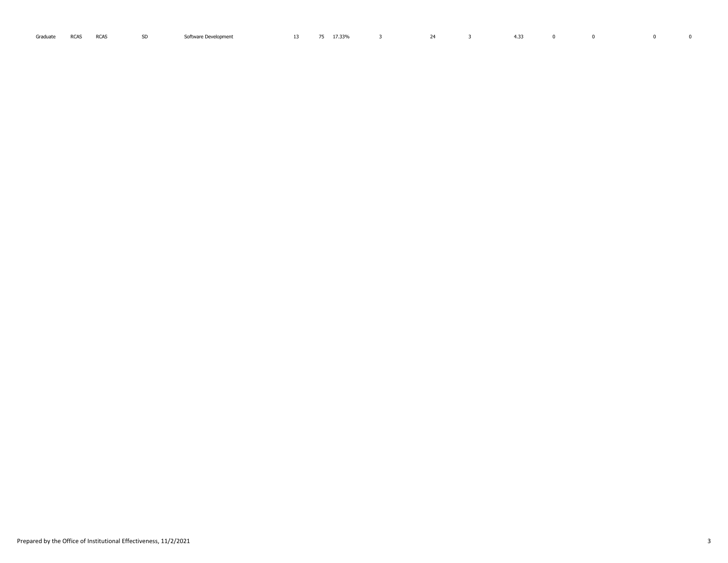| | | | | | | | | | | | | | | | |
|---|---|---|---|---|---|---|---|---|---|---|---|---|---|---|---|
| Graduate | RCAS | RCAS | SD | Software Development | 13 | 75 | 17.33% | 3 | 24 | 3 | 4.33 | 0 | 0 | 0 | 0 |

Prepared by the Office of Institutional Effectiveness, 11/2/2021